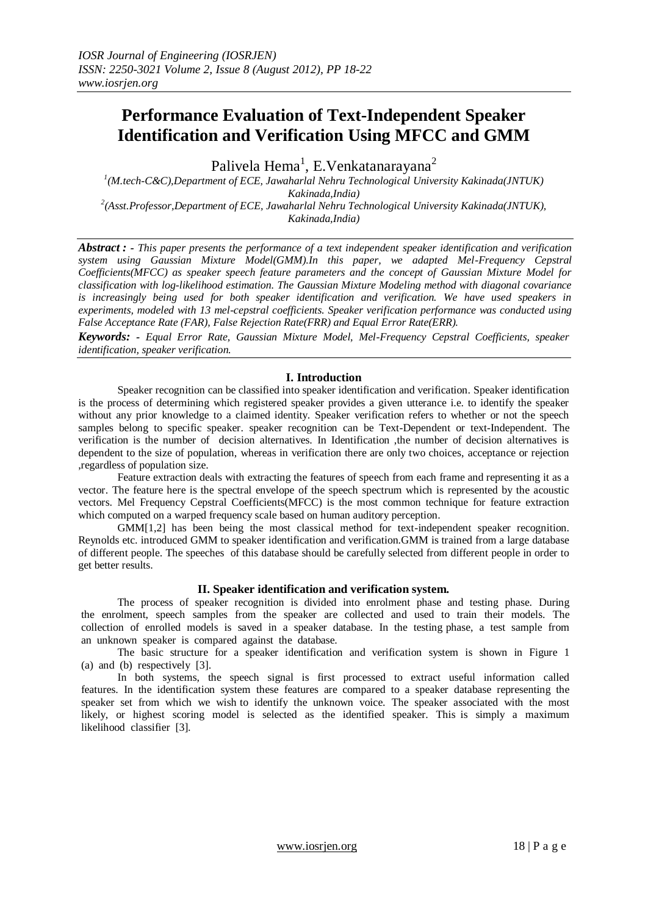# Performance Evaluation of Text-Independent Speaker Identification and Verification Using MFCC and GMM

Palivela Hema[1], E.Venkatanarayana[2]

[1](M.tech-C&C),Department of ECE, Jawaharlal Nehru Technological University Kakinada(JNTUK) Kakinada,India)

[2](Asst.Professor,Department of ECE, Jawaharlal Nehru Technological University Kakinada(JNTUK), Kakinada,India)

***Abstract : -*** *This paper presents the performance of a text independent speaker identification and verification system using Gaussian Mixture Model(GMM).In this paper, we adapted Mel-Frequency Cepstral Coefficients(MFCC) as speaker speech feature parameters and the concept of Gaussian Mixture Model for classification with log-likelihood estimation. The Gaussian Mixture Modeling method with diagonal covariance is increasingly being used for both speaker identification and verification. We have used speakers in experiments, modeled with 13 mel-cepstral coefficients. Speaker verification performance was conducted using False Acceptance Rate (FAR), False Rejection Rate(FRR) and Equal Error Rate(ERR).*

***Keywords: -*** *Equal Error Rate, Gaussian Mixture Model, Mel-Frequency Cepstral Coefficients, speaker identification, speaker verification.*

## I. Introduction

Speaker recognition can be classified into speaker identification and verification. Speaker identification is the process of determining which registered speaker provides a given utterance i.e. to identify the speaker without any prior knowledge to a claimed identity. Speaker verification refers to whether or not the speech samples belong to specific speaker. speaker recognition can be Text-Dependent or text-Independent. The verification is the number of decision alternatives. In Identification ,the number of decision alternatives is dependent to the size of population, whereas in verification there are only two choices, acceptance or rejection ,regardless of population size.

Feature extraction deals with extracting the features of speech from each frame and representing it as a vector. The feature here is the spectral envelope of the speech spectrum which is represented by the acoustic vectors. Mel Frequency Cepstral Coefficients(MFCC) is the most common technique for feature extraction which computed on a warped frequency scale based on human auditory perception.

GMM[1,2] has been being the most classical method for text-independent speaker recognition. Reynolds etc. introduced GMM to speaker identification and verification.GMM is trained from a large database of different people. The speeches of this database should be carefully selected from different people in order to get better results.

## II. Speaker identification and verification system.

The process of speaker recognition is divided into enrolment phase and testing phase. During the enrolment, speech samples from the speaker are collected and used to train their models. The collection of enrolled models is saved in a speaker database. In the testing phase, a test sample from an unknown speaker is compared against the database.

The basic structure for a speaker identification and verification system is shown in Figure 1 (a) and (b) respectively [3].

In both systems, the speech signal is first processed to extract useful information called features. In the identification system these features are compared to a speaker database representing the speaker set from which we wish to identify the unknown voice. The speaker associated with the most likely, or highest scoring model is selected as the identified speaker. This is simply a maximum likelihood classifier [3].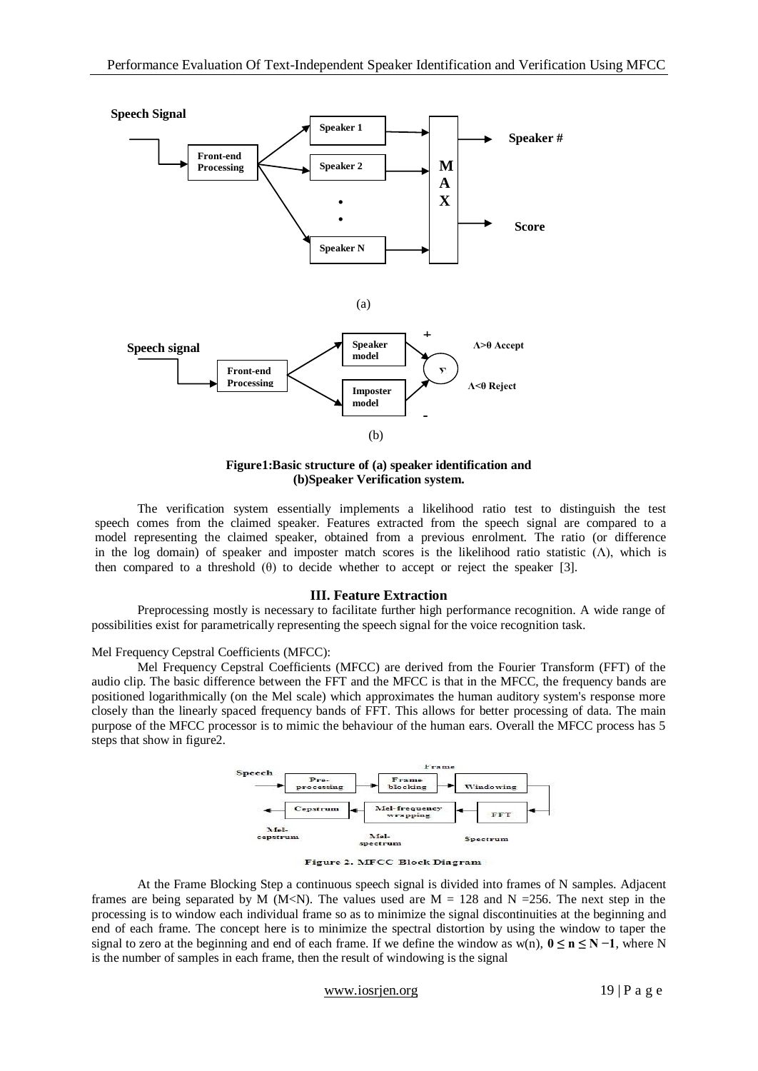Figure1:Basic structure of (a) speaker identification and (b)Speaker Verification system.

The verification system essentially implements a likelihood ratio test to distinguish the test speech comes from the claimed speaker. Features extracted from the speech signal are compared to a model representing the claimed speaker, obtained from a previous enrolment. The ratio (or difference in the log domain) of speaker and imposter match scores is the likelihood ratio statistic ($\Lambda$), which is then compared to a threshold ($\theta$) to decide whether to accept or reject the speaker [3].

## III. Feature Extraction

Preprocessing mostly is necessary to facilitate further high performance recognition. A wide range of possibilities exist for parametrically representing the speech signal for the voice recognition task.

Mel Frequency Cepstral Coefficients (MFCC):

Mel Frequency Cepstral Coefficients (MFCC) are derived from the Fourier Transform (FFT) of the audio clip. The basic difference between the FFT and the MFCC is that in the MFCC, the frequency bands are positioned logarithmically (on the Mel scale) which approximates the human auditory system's response more closely than the linearly spaced frequency bands of FFT. This allows for better processing of data. The main purpose of the MFCC processor is to mimic the behaviour of the human ears. Overall the MFCC process has 5 steps that show in figure2.

Figure 2. MFCC Block Diagram

At the Frame Blocking Step a continuous speech signal is divided into frames of N samples. Adjacent frames are being separated by M (M<N). The values used are M = 128 and N =256. The next step in the processing is to window each individual frame so as to minimize the signal discontinuities at the beginning and end of each frame. The concept here is to minimize the spectral distortion by using the window to taper the signal to zero at the beginning and end of each frame. If we define the window as w(n), $0 \leq n \leq N-1$, where N is the number of samples in each frame, then the result of windowing is the signal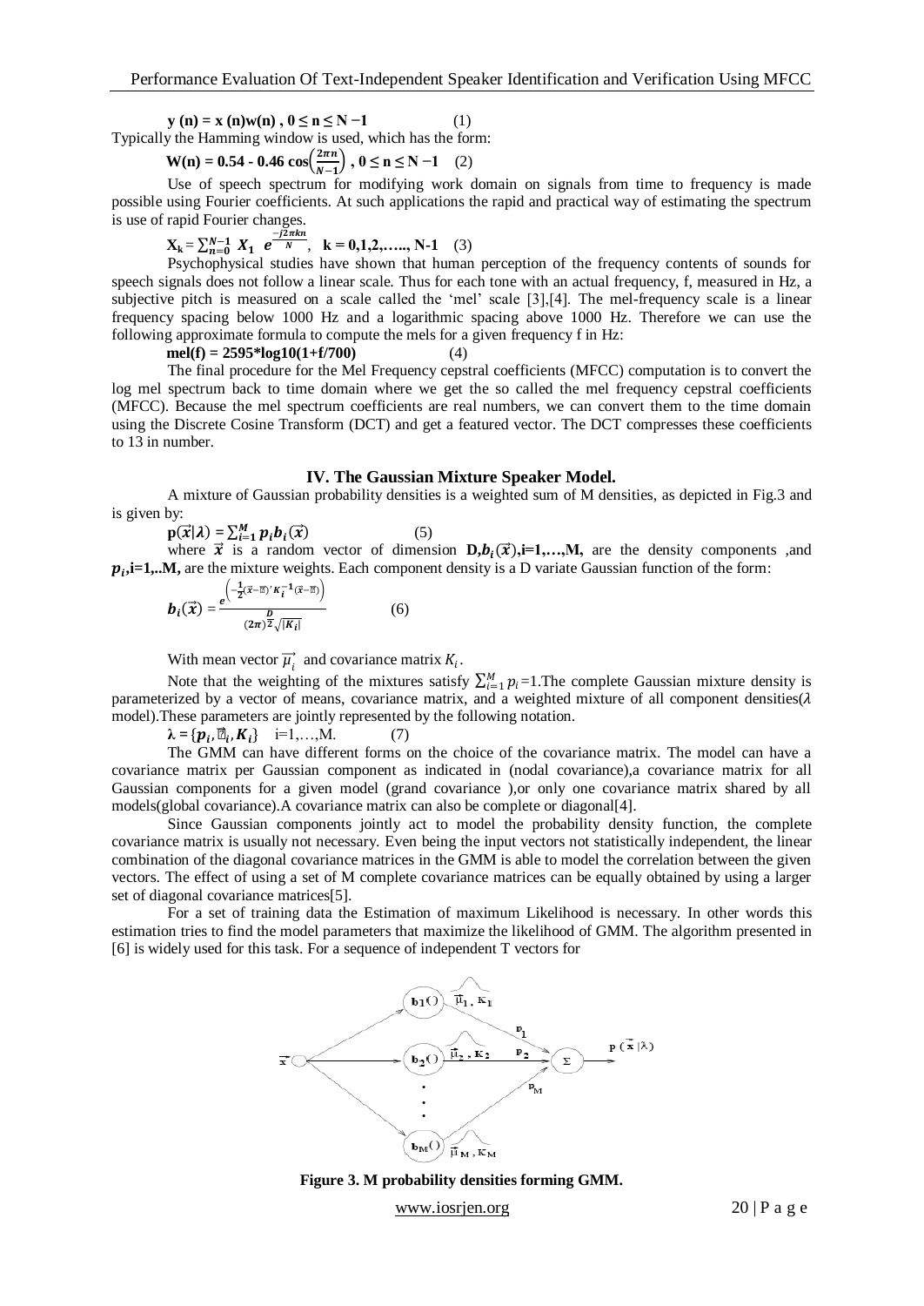$$\mathbf{y\ (n) = x\ (n)w(n)\ ,\ 0 \leq n \leq N - 1} \quad (1)$$

Typically the Hamming window is used, which has the form:

$$\mathbf{W(n) = 0.54 - 0.46\cos\left(\frac{2\pi n}{N-1}\right),\ 0 \leq n \leq N - 1} \quad (2)$$

Use of speech spectrum for modifying work domain on signals from time to frequency is made possible using Fourier coefficients. At such applications the rapid and practical way of estimating the spectrum is use of rapid Fourier changes.

$$\mathbf{X_k = \sum_{n=0}^{N-1} X_1\ e^{\frac{-j2\pi kn}{N}},\quad k = 0,1,2,\ldots,N\text{-}1} \quad (3)$$

Psychophysical studies have shown that human perception of the frequency contents of sounds for speech signals does not follow a linear scale. Thus for each tone with an actual frequency, f, measured in Hz, a subjective pitch is measured on a scale called the 'mel' scale [3],[4]. The mel-frequency scale is a linear frequency spacing below 1000 Hz and a logarithmic spacing above 1000 Hz. Therefore we can use the following approximate formula to compute the mels for a given frequency f in Hz:

$$\mathbf{mel(f) = 2595 * \log10(1 + f/700)} \quad (4)$$

The final procedure for the Mel Frequency cepstral coefficients (MFCC) computation is to convert the log mel spectrum back to time domain where we get the so called the mel frequency cepstral coefficients (MFCC). Because the mel spectrum coefficients are real numbers, we can convert them to the time domain using the Discrete Cosine Transform (DCT) and get a featured vector. The DCT compresses these coefficients to 13 in number.

## IV. The Gaussian Mixture Speaker Model.

A mixture of Gaussian probability densities is a weighted sum of M densities, as depicted in Fig.3 and is given by:

$$\mathbf{p}(\vec{x}|\lambda) = \sum_{i=1}^{M} p_i b_i(\vec{x}) \quad (5)$$

where $\vec{x}$ is a random vector of dimension $\mathbf{D}$, $b_i(\vec{x})$, **i=1,…,M,** are the density components ,and $p_i$,**i=1,..M,** are the mixture weights. Each component density is a D variate Gaussian function of the form:

$$b_i(\vec{x}) = \frac{e^{\left(-\frac{1}{2}(\vec{x}-\vec{\mu})' K_i^{-1}(\vec{x}-\vec{\mu})\right)}}{(2\pi)^{\frac{D}{2}}\sqrt{|K_i|}} \quad (6)$$

With mean vector $\vec{\mu_i}$ and covariance matrix $K_i$.

Note that the weighting of the mixtures satisfy $\sum_{i=1}^{M} p_i = 1$.The complete Gaussian mixture density is parameterized by a vector of means, covariance matrix, and a weighted mixture of all component densities($\lambda$ model).These parameters are jointly represented by the following notation.

$$\lambda = \{p_i, \vec{\mu}_i, K_i\} \quad i=1,\ldots,M. \quad (7)$$

The GMM can have different forms on the choice of the covariance matrix. The model can have a covariance matrix per Gaussian component as indicated in (nodal covariance),a covariance matrix for all Gaussian components for a given model (grand covariance ),or only one covariance matrix shared by all models(global covariance).A covariance matrix can also be complete or diagonal[4].

Since Gaussian components jointly act to model the probability density function, the complete covariance matrix is usually not necessary. Even being the input vectors not statistically independent, the linear combination of the diagonal covariance matrices in the GMM is able to model the correlation between the given vectors. The effect of using a set of M complete covariance matrices can be equally obtained by using a larger set of diagonal covariance matrices[5].

For a set of training data the Estimation of maximum Likelihood is necessary. In other words this estimation tries to find the model parameters that maximize the likelihood of GMM. The algorithm presented in [6] is widely used for this task. For a sequence of independent T vectors for

**Figure 3. M probability densities forming GMM.**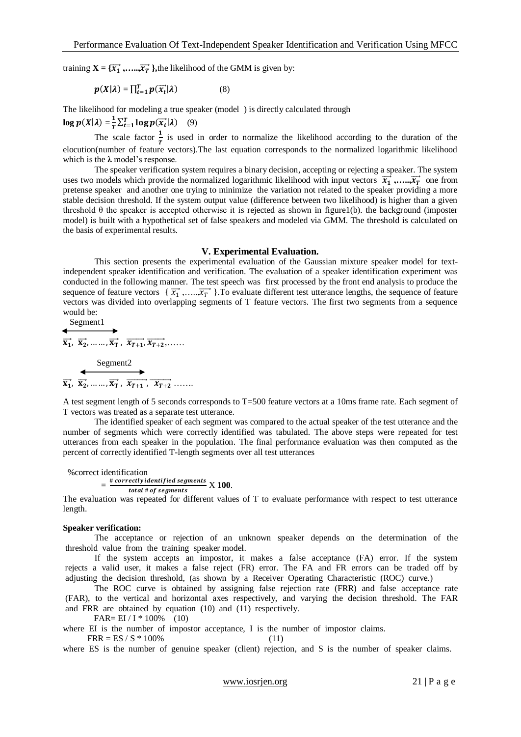training $\mathbf{X} = \{\overrightarrow{x_1}, \ldots, \overrightarrow{x_T}\}$, the likelihood of the GMM is given by:

$$p(X|\lambda) = \prod_{t=1}^{T} p(\overrightarrow{x_t}|\lambda) \qquad (8)$$

The likelihood for modeling a true speaker (model ) is directly calculated through

$$\log p(X|\lambda) = \frac{1}{T}\sum_{t=1}^{T} \log p(\overrightarrow{x_t}|\lambda) \qquad (9)$$

The scale factor $\frac{1}{T}$ is used in order to normalize the likelihood according to the duration of the elocution(number of feature vectors).The last equation corresponds to the normalized logarithmic likelihood which is the $\lambda$ model's response.

The speaker verification system requires a binary decision, accepting or rejecting a speaker. The system uses two models which provide the normalized logarithmic likelihood with input vectors $\overrightarrow{x_1}, \ldots, \overrightarrow{x_T}$ one from pretense speaker and another one trying to minimize the variation not related to the speaker providing a more stable decision threshold. If the system output value (difference between two likelihood) is higher than a given threshold θ the speaker is accepted otherwise it is rejected as shown in figure1(b). the background (imposter model) is built with a hypothetical set of false speakers and modeled via GMM. The threshold is calculated on the basis of experimental results.

## V. Experimental Evaluation.

This section presents the experimental evaluation of the Gaussian mixture speaker model for text-independent speaker identification and verification. The evaluation of a speaker identification experiment was conducted in the following manner. The test speech was first processed by the front end analysis to produce the sequence of feature vectors $\{\overrightarrow{x_1}, \ldots, \overrightarrow{x_T}\}$.To evaluate different test utterance lengths, the sequence of feature vectors was divided into overlapping segments of T feature vectors. The first two segments from a sequence would be:

Segment1

$$\overrightarrow{x_1}, \overrightarrow{x_2}, \ldots\ldots, \overrightarrow{x_T}, \overrightarrow{x_{T+1}}, \overrightarrow{x_{T+2}}, \ldots\ldots$$

Segment2

$$\overrightarrow{x_1}, \overrightarrow{x_2}, \ldots\ldots, \overrightarrow{x_T}, \overrightarrow{x_{T+1}}, \overrightarrow{x_{T+2}} \ldots\ldots$$

A test segment length of 5 seconds corresponds to T=500 feature vectors at a 10ms frame rate. Each segment of T vectors was treated as a separate test utterance.

The identified speaker of each segment was compared to the actual speaker of the test utterance and the number of segments which were correctly identified was tabulated. The above steps were repeated for test utterances from each speaker in the population. The final performance evaluation was then computed as the percent of correctly identified T-length segments over all test utterances

$$\%\text{correct identification} = \frac{\#\, correctly\, identified\, segments}{total\, \#\, of\, segments} \text{ X } \mathbf{100}.$$

The evaluation was repeated for different values of T to evaluate performance with respect to test utterance length.

**Speaker verification:**

The acceptance or rejection of an unknown speaker depends on the determination of the threshold value from the training speaker model.

If the system accepts an impostor, it makes a false acceptance (FA) error. If the system rejects a valid user, it makes a false reject (FR) error. The FA and FR errors can be traded off by adjusting the decision threshold, (as shown by a Receiver Operating Characteristic (ROC) curve.)

The ROC curve is obtained by assigning false rejection rate (FRR) and false acceptance rate (FAR), to the vertical and horizontal axes respectively, and varying the decision threshold. The FAR and FRR are obtained by equation (10) and (11) respectively.

$$\text{FAR} = \text{EI} / \text{I} * 100\% \qquad (10)$$

where EI is the number of impostor acceptance, I is the number of impostor claims.

$$\text{FRR} = \text{ES} / \text{S} * 100\% \qquad (11)$$

where ES is the number of genuine speaker (client) rejection, and S is the number of speaker claims.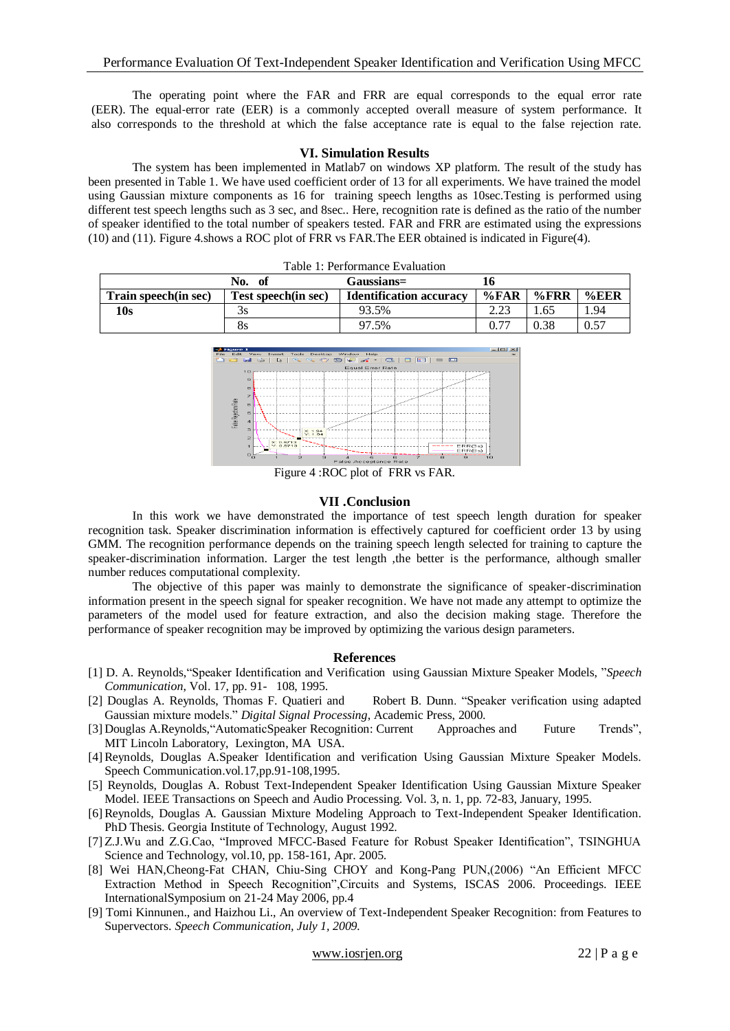The operating point where the FAR and FRR are equal corresponds to the equal error rate (EER). The equal-error rate (EER) is a commonly accepted overall measure of system performance. It also corresponds to the threshold at which the false acceptance rate is equal to the false rejection rate.

## VI. Simulation Results

The system has been implemented in Matlab7 on windows XP platform. The result of the study has been presented in Table 1. We have used coefficient order of 13 for all experiments. We have trained the model using Gaussian mixture components as 16 for training speech lengths as 10sec.Testing is performed using different test speech lengths such as 3 sec, and 8sec.. Here, recognition rate is defined as the ratio of the number of speaker identified to the total number of speakers tested. FAR and FRR are estimated using the expressions (10) and (11). Figure 4.shows a ROC plot of FRR vs FAR.The EER obtained is indicated in Figure(4).

Table 1: Performance Evaluation

| | No. of | Gaussians= | 16 | | |
|---|---|---|---|---|---|
| **Train speech(in sec)** | **Test speech(in sec)** | **Identification accuracy** | **%FAR** | **%FRR** | **%EER** |
| **10s** | 3s | 93.5% | 2.23 | 1.65 | 1.94 |
| | 8s | 97.5% | 0.77 | 0.38 | 0.57 |

Equal Error Rate

False Rejection Rate

False Acceptance Rate

X: 1.94
Y: 1.94

X: 0.5713
Y: 0.5713

ERROR
ERROR

Figure 4 :ROC plot of FRR vs FAR.

## VII .Conclusion

In this work we have demonstrated the importance of test speech length duration for speaker recognition task. Speaker discrimination information is effectively captured for coefficient order 13 by using GMM. The recognition performance depends on the training speech length selected for training to capture the speaker-discrimination information. Larger the test length ,the better is the performance, although smaller number reduces computational complexity.

The objective of this paper was mainly to demonstrate the significance of speaker-discrimination information present in the speech signal for speaker recognition. We have not made any attempt to optimize the parameters of the model used for feature extraction, and also the decision making stage. Therefore the performance of speaker recognition may be improved by optimizing the various design parameters.

## References

[1] D. A. Reynolds,"Speaker Identification and Verification using Gaussian Mixture Speaker Models, "*Speech Communication*, Vol. 17, pp. 91- 108, 1995.

[2] Douglas A. Reynolds, Thomas F. Quatieri and Robert B. Dunn. "Speaker verification using adapted Gaussian mixture models." *Digital Signal Processing*, Academic Press, 2000.

[3] Douglas A.Reynolds,"AutomaticSpeaker Recognition: Current Approaches and Future Trends", MIT Lincoln Laboratory, Lexington, MA USA.

[4] Reynolds, Douglas A.Speaker Identification and verification Using Gaussian Mixture Speaker Models. Speech Communication.vol.17,pp.91-108,1995.

[5] Reynolds, Douglas A. Robust Text-Independent Speaker Identification Using Gaussian Mixture Speaker Model. IEEE Transactions on Speech and Audio Processing. Vol. 3, n. 1, pp. 72-83, January, 1995.

[6] Reynolds, Douglas A. Gaussian Mixture Modeling Approach to Text-Independent Speaker Identification. PhD Thesis. Georgia Institute of Technology, August 1992.

[7] Z.J.Wu and Z.G.Cao, "Improved MFCC-Based Feature for Robust Speaker Identification", TSINGHUA Science and Technology, vol.10, pp. 158-161, Apr. 2005.

[8] Wei HAN,Cheong-Fat CHAN, Chiu-Sing CHOY and Kong-Pang PUN,(2006) "An Efficient MFCC Extraction Method in Speech Recognition",Circuits and Systems, ISCAS 2006. Proceedings. IEEE InternationalSymposium on 21-24 May 2006, pp.4

[9] Tomi Kinnunen., and Haizhou Li., An overview of Text-Independent Speaker Recognition: from Features to Supervectors. *Speech Communication, July 1, 2009.*